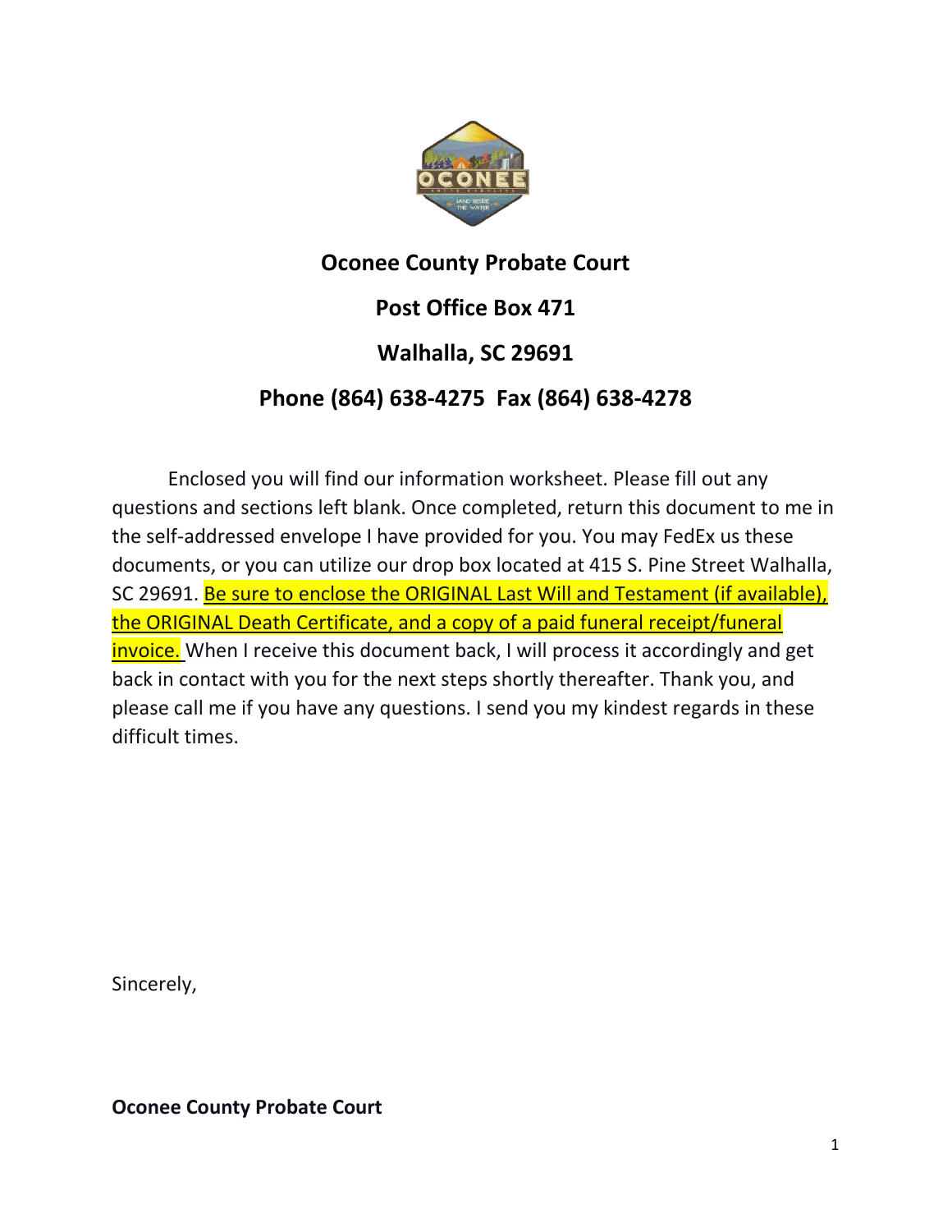**Oconee County Probate Court**

**Post Office Box 471**

**Walhalla, SC 29691**

**Phone (864) 638-4275 Fax (864) 638-4278**

Enclosed you will find our information worksheet. Please fill out any questions and sections left blank. Once completed, return this document to me in the self-addressed envelope I have provided for you. You may FedEx us these documents, or you can utilize our drop box located at 415 S. Pine Street Walhalla, SC 29691. Be sure to enclose the ORIGINAL Last Will and Testament (if available), the ORIGINAL Death Certificate, and a copy of a paid funeral receipt/funeral invoice. When I receive this document back, I will process it accordingly and get back in contact with you for the next steps shortly thereafter. Thank you, and please call me if you have any questions. I send you my kindest regards in these difficult times.

Sincerely,

**Oconee County Probate Court**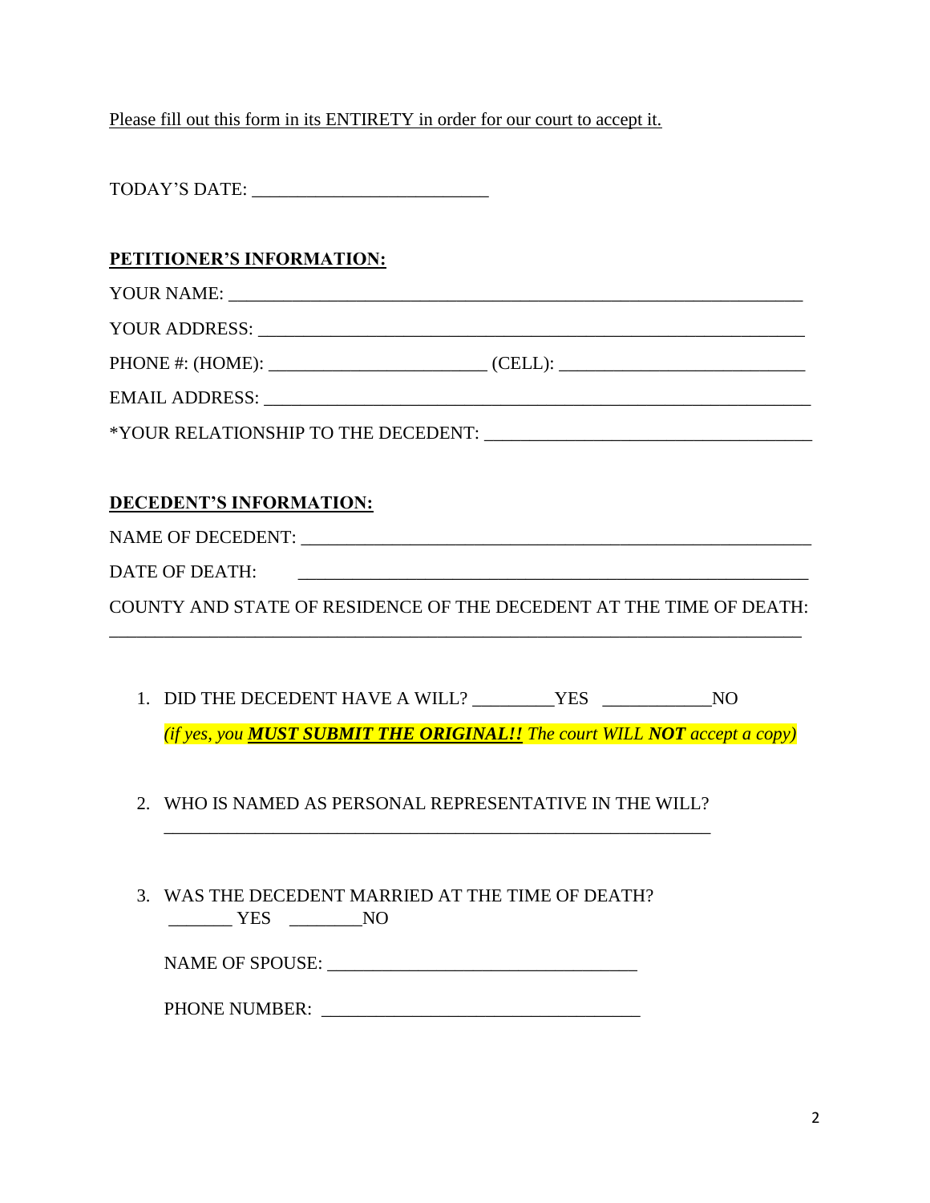Please fill out this form in its ENTIRETY in order for our court to accept it.

TODAY'S DATE: ___________________________

**PETITIONER'S INFORMATION:**

YOUR NAME: ___________________________________________________________________

YOUR ADDRESS: ________________________________________________________________

PHONE #: (HOME): _________________________ (CELL): ____________________________

EMAIL ADDRESS: _______________________________________________________________

*YOUR RELATIONSHIP TO THE DECEDENT: ____________________________________

**DECEDENT'S INFORMATION:**

NAME OF DECEDENT: ____________________________________________________________

DATE OF DEATH: ______________________________________________________________

COUNTY AND STATE OF RESIDENCE OF THE DECEDENT AT THE TIME OF DEATH:
_______________________________________________________________________________

1. DID THE DECEDENT HAVE A WILL? _________YES ____________NO

   *(if yes, you* ***MUST SUBMIT THE ORIGINAL!!*** *The court WILL* ***NOT*** *accept a copy)*

2. WHO IS NAMED AS PERSONAL REPRESENTATIVE IN THE WILL?
   _______________________________________________________________

3. WAS THE DECEDENT MARRIED AT THE TIME OF DEATH?
   _______ YES ________NO

   NAME OF SPOUSE: __________________________________

   PHONE NUMBER: ___________________________________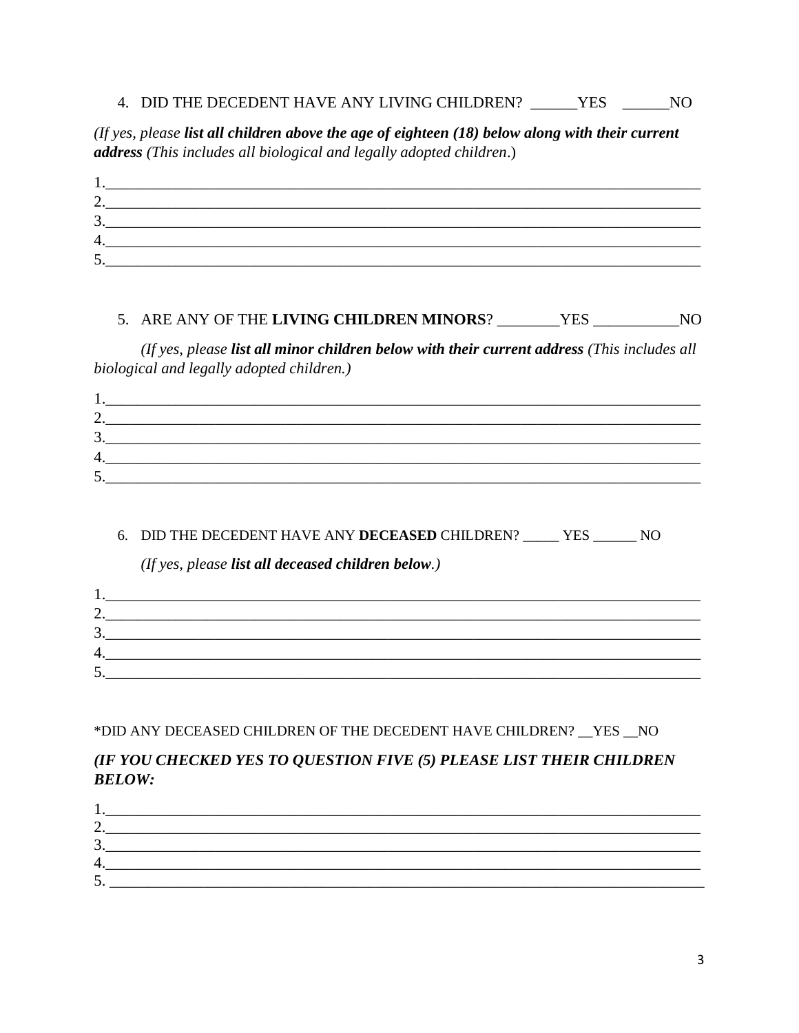4. DID THE DECEDENT HAVE ANY LIVING CHILDREN? ______YES ______NO

*(If yes, please **list all children above the age of eighteen (18) below along with their current address** (This includes all biological and legally adopted children.)*

1.\_\_\_\_\_\_\_\_\_\_\_\_\_\_\_\_\_\_\_\_\_\_\_\_\_\_\_\_\_\_\_\_\_\_\_\_\_\_\_\_\_\_\_\_\_\_\_\_\_\_\_\_\_\_\_\_\_\_\_\_\_\_\_\_\_\_\_\_\_\_\_\_\_\_\_\_

2.\_\_\_\_\_\_\_\_\_\_\_\_\_\_\_\_\_\_\_\_\_\_\_\_\_\_\_\_\_\_\_\_\_\_\_\_\_\_\_\_\_\_\_\_\_\_\_\_\_\_\_\_\_\_\_\_\_\_\_\_\_\_\_\_\_\_\_\_\_\_\_\_\_\_\_\_

3.\_\_\_\_\_\_\_\_\_\_\_\_\_\_\_\_\_\_\_\_\_\_\_\_\_\_\_\_\_\_\_\_\_\_\_\_\_\_\_\_\_\_\_\_\_\_\_\_\_\_\_\_\_\_\_\_\_\_\_\_\_\_\_\_\_\_\_\_\_\_\_\_\_\_\_\_

4.\_\_\_\_\_\_\_\_\_\_\_\_\_\_\_\_\_\_\_\_\_\_\_\_\_\_\_\_\_\_\_\_\_\_\_\_\_\_\_\_\_\_\_\_\_\_\_\_\_\_\_\_\_\_\_\_\_\_\_\_\_\_\_\_\_\_\_\_\_\_\_\_\_\_\_\_

5.\_\_\_\_\_\_\_\_\_\_\_\_\_\_\_\_\_\_\_\_\_\_\_\_\_\_\_\_\_\_\_\_\_\_\_\_\_\_\_\_\_\_\_\_\_\_\_\_\_\_\_\_\_\_\_\_\_\_\_\_\_\_\_\_\_\_\_\_\_\_\_\_\_\_\_\_

5. ARE ANY OF THE **LIVING CHILDREN MINORS**? ________YES ___________NO

*(If yes, please **list all minor children below with their current address** (This includes all biological and legally adopted children.)*

1.\_\_\_\_\_\_\_\_\_\_\_\_\_\_\_\_\_\_\_\_\_\_\_\_\_\_\_\_\_\_\_\_\_\_\_\_\_\_\_\_\_\_\_\_\_\_\_\_\_\_\_\_\_\_\_\_\_\_\_\_\_\_\_\_\_\_\_\_\_\_\_\_\_\_\_\_

2.\_\_\_\_\_\_\_\_\_\_\_\_\_\_\_\_\_\_\_\_\_\_\_\_\_\_\_\_\_\_\_\_\_\_\_\_\_\_\_\_\_\_\_\_\_\_\_\_\_\_\_\_\_\_\_\_\_\_\_\_\_\_\_\_\_\_\_\_\_\_\_\_\_\_\_\_

3.\_\_\_\_\_\_\_\_\_\_\_\_\_\_\_\_\_\_\_\_\_\_\_\_\_\_\_\_\_\_\_\_\_\_\_\_\_\_\_\_\_\_\_\_\_\_\_\_\_\_\_\_\_\_\_\_\_\_\_\_\_\_\_\_\_\_\_\_\_\_\_\_\_\_\_\_

4.\_\_\_\_\_\_\_\_\_\_\_\_\_\_\_\_\_\_\_\_\_\_\_\_\_\_\_\_\_\_\_\_\_\_\_\_\_\_\_\_\_\_\_\_\_\_\_\_\_\_\_\_\_\_\_\_\_\_\_\_\_\_\_\_\_\_\_\_\_\_\_\_\_\_\_\_

5.\_\_\_\_\_\_\_\_\_\_\_\_\_\_\_\_\_\_\_\_\_\_\_\_\_\_\_\_\_\_\_\_\_\_\_\_\_\_\_\_\_\_\_\_\_\_\_\_\_\_\_\_\_\_\_\_\_\_\_\_\_\_\_\_\_\_\_\_\_\_\_\_\_\_\_\_

6. DID THE DECEDENT HAVE ANY **DECEASED** CHILDREN? _____ YES ______ NO

*(If yes, please **list all deceased children below**.)*

1.\_\_\_\_\_\_\_\_\_\_\_\_\_\_\_\_\_\_\_\_\_\_\_\_\_\_\_\_\_\_\_\_\_\_\_\_\_\_\_\_\_\_\_\_\_\_\_\_\_\_\_\_\_\_\_\_\_\_\_\_\_\_\_\_\_\_\_\_\_\_\_\_\_\_\_\_

2.\_\_\_\_\_\_\_\_\_\_\_\_\_\_\_\_\_\_\_\_\_\_\_\_\_\_\_\_\_\_\_\_\_\_\_\_\_\_\_\_\_\_\_\_\_\_\_\_\_\_\_\_\_\_\_\_\_\_\_\_\_\_\_\_\_\_\_\_\_\_\_\_\_\_\_\_

3.\_\_\_\_\_\_\_\_\_\_\_\_\_\_\_\_\_\_\_\_\_\_\_\_\_\_\_\_\_\_\_\_\_\_\_\_\_\_\_\_\_\_\_\_\_\_\_\_\_\_\_\_\_\_\_\_\_\_\_\_\_\_\_\_\_\_\_\_\_\_\_\_\_\_\_\_

4.\_\_\_\_\_\_\_\_\_\_\_\_\_\_\_\_\_\_\_\_\_\_\_\_\_\_\_\_\_\_\_\_\_\_\_\_\_\_\_\_\_\_\_\_\_\_\_\_\_\_\_\_\_\_\_\_\_\_\_\_\_\_\_\_\_\_\_\_\_\_\_\_\_\_\_\_

5.\_\_\_\_\_\_\_\_\_\_\_\_\_\_\_\_\_\_\_\_\_\_\_\_\_\_\_\_\_\_\_\_\_\_\_\_\_\_\_\_\_\_\_\_\_\_\_\_\_\_\_\_\_\_\_\_\_\_\_\_\_\_\_\_\_\_\_\_\_\_\_\_\_\_\_\_

*DID ANY DECEASED CHILDREN OF THE DECEDENT HAVE CHILDREN? __YES __NO

***(IF YOU CHECKED YES TO QUESTION FIVE (5) PLEASE LIST THEIR CHILDREN BELOW:***

1.\_\_\_\_\_\_\_\_\_\_\_\_\_\_\_\_\_\_\_\_\_\_\_\_\_\_\_\_\_\_\_\_\_\_\_\_\_\_\_\_\_\_\_\_\_\_\_\_\_\_\_\_\_\_\_\_\_\_\_\_\_\_\_\_\_\_\_\_\_\_\_\_\_\_\_\_

2.\_\_\_\_\_\_\_\_\_\_\_\_\_\_\_\_\_\_\_\_\_\_\_\_\_\_\_\_\_\_\_\_\_\_\_\_\_\_\_\_\_\_\_\_\_\_\_\_\_\_\_\_\_\_\_\_\_\_\_\_\_\_\_\_\_\_\_\_\_\_\_\_\_\_\_\_

3.\_\_\_\_\_\_\_\_\_\_\_\_\_\_\_\_\_\_\_\_\_\_\_\_\_\_\_\_\_\_\_\_\_\_\_\_\_\_\_\_\_\_\_\_\_\_\_\_\_\_\_\_\_\_\_\_\_\_\_\_\_\_\_\_\_\_\_\_\_\_\_\_\_\_\_\_

4.\_\_\_\_\_\_\_\_\_\_\_\_\_\_\_\_\_\_\_\_\_\_\_\_\_\_\_\_\_\_\_\_\_\_\_\_\_\_\_\_\_\_\_\_\_\_\_\_\_\_\_\_\_\_\_\_\_\_\_\_\_\_\_\_\_\_\_\_\_\_\_\_\_\_\_\_

5. \_\_\_\_\_\_\_\_\_\_\_\_\_\_\_\_\_\_\_\_\_\_\_\_\_\_\_\_\_\_\_\_\_\_\_\_\_\_\_\_\_\_\_\_\_\_\_\_\_\_\_\_\_\_\_\_\_\_\_\_\_\_\_\_\_\_\_\_\_\_\_\_\_\_\_\_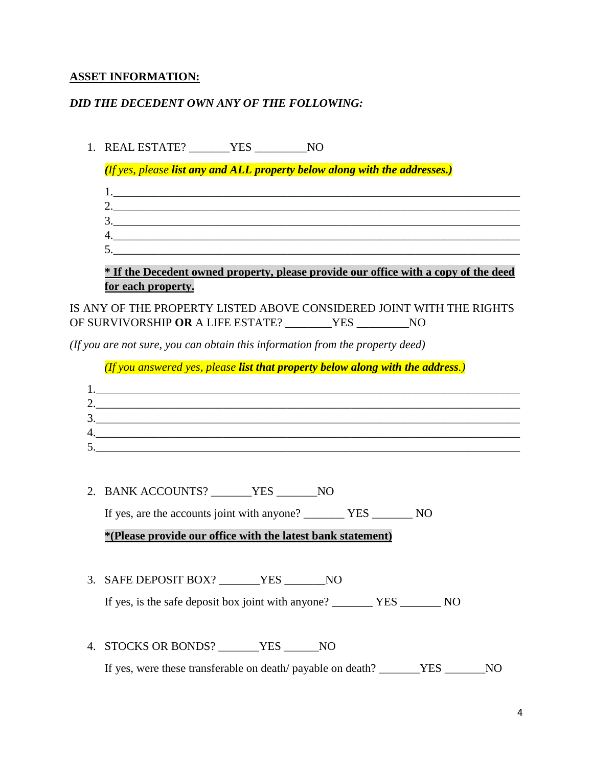**<u>ASSET INFORMATION:</u>**

***DID THE DECEDENT OWN ANY OF THE FOLLOWING:***

1. REAL ESTATE? _______YES _________NO

   *(If yes, please **list any and ALL property below along with the addresses.)***

   1.________________________________________________________________________
   2.________________________________________________________________________
   3.________________________________________________________________________
   4.________________________________________________________________________
   5.________________________________________________________________________

   **<u>* If the Decedent owned property, please provide our office with a copy of the deed for each property.</u>**

IS ANY OF THE PROPERTY LISTED ABOVE CONSIDERED JOINT WITH THE RIGHTS OF SURVIVORSHIP **OR** A LIFE ESTATE? ________YES _________NO

*(If you are not sure, you can obtain this information from the property deed)*

*(If you answered yes, please **list that property below along with the address**.)*

1.__________________________________________________________________________
2.__________________________________________________________________________
3.__________________________________________________________________________
4.__________________________________________________________________________
5.__________________________________________________________________________

2. BANK ACCOUNTS? _______YES _______NO

   If yes, are the accounts joint with anyone? _______ YES _______ NO

   **<u>*(Please provide our office with the latest bank statement)</u>**

3. SAFE DEPOSIT BOX? _______YES _______NO

   If yes, is the safe deposit box joint with anyone? _______ YES _______ NO

4. STOCKS OR BONDS? _______YES ______NO

   If yes, were these transferable on death/ payable on death? _______YES _______NO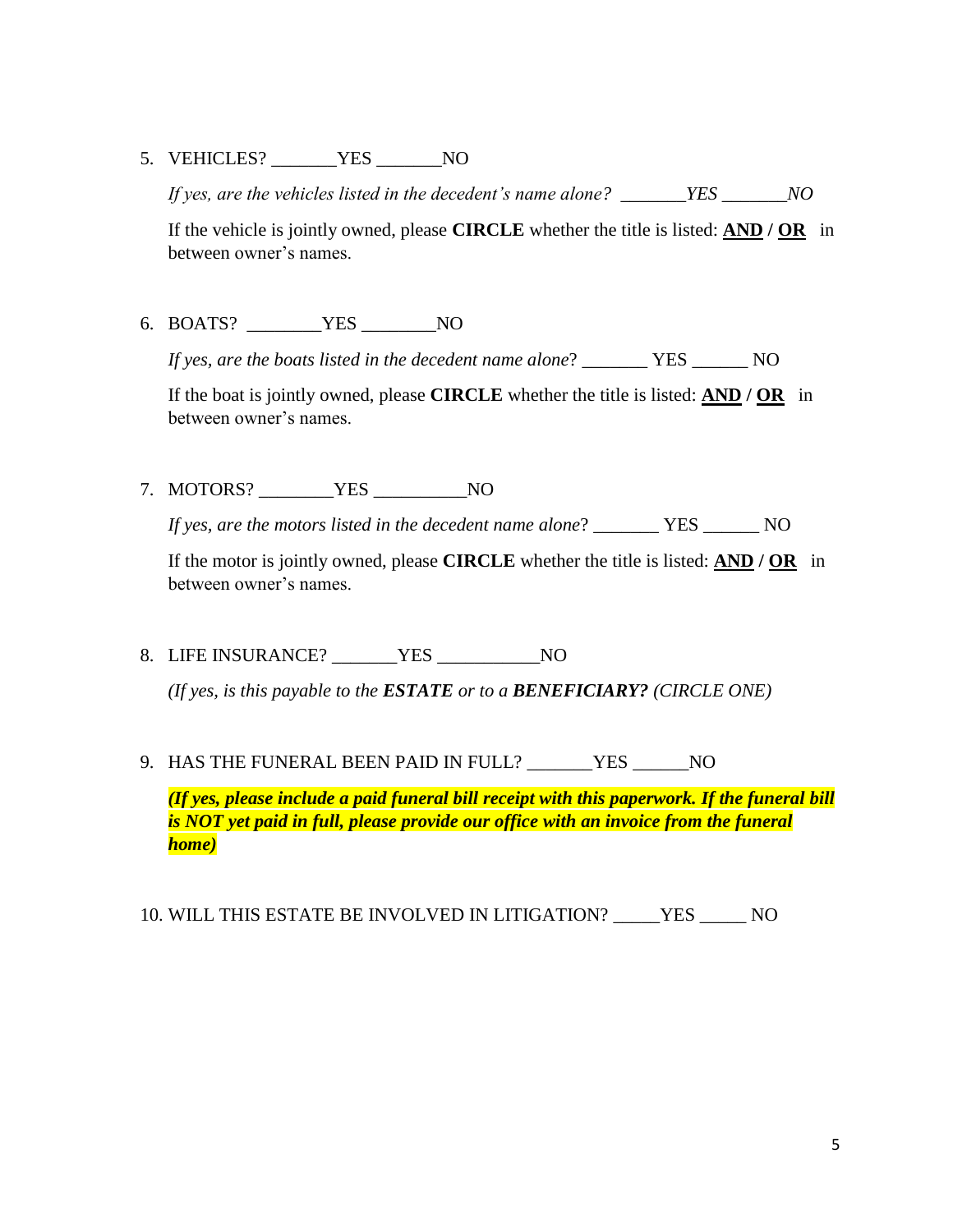5. VEHICLES? _______YES _______NO

   *If yes, are the vehicles listed in the decedent's name alone? _______YES _______NO*

   If the vehicle is jointly owned, please **CIRCLE** whether the title is listed: **AND / OR** in between owner's names.

6. BOATS? ________YES ________NO

   *If yes, are the boats listed in the decedent name alone*? _______ YES ______ NO

   If the boat is jointly owned, please **CIRCLE** whether the title is listed: **AND / OR** in between owner's names.

7. MOTORS? ________YES __________NO

   *If yes, are the motors listed in the decedent name alone*? _______ YES ______ NO

   If the motor is jointly owned, please **CIRCLE** whether the title is listed: **AND / OR** in between owner's names.

8. LIFE INSURANCE? _______YES ___________NO

   *(If yes, is this payable to the **ESTATE** or to a **BENEFICIARY?** (CIRCLE ONE)*

9. HAS THE FUNERAL BEEN PAID IN FULL? _______YES ______NO

   ***(If yes, please include a paid funeral bill receipt with this paperwork. If the funeral bill is NOT yet paid in full, please provide our office with an invoice from the funeral home)***

10. WILL THIS ESTATE BE INVOLVED IN LITIGATION? _____YES _____ NO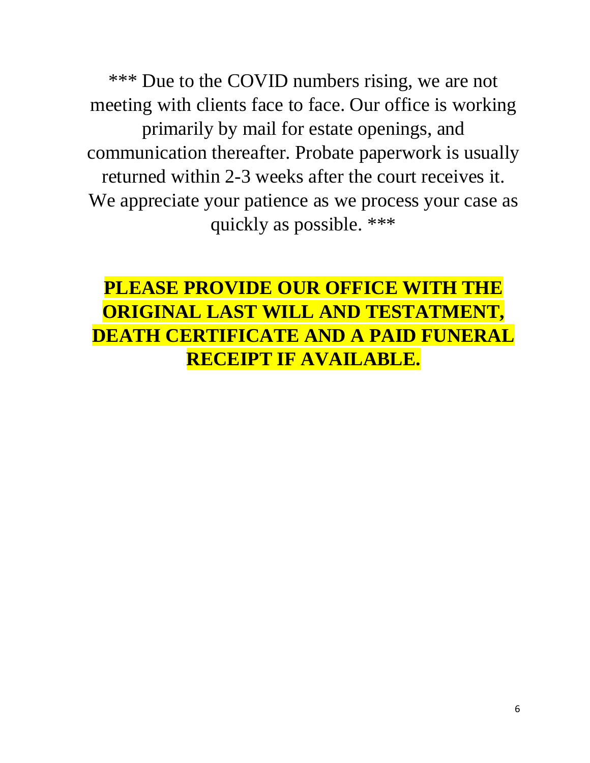*** Due to the COVID numbers rising, we are not meeting with clients face to face. Our office is working primarily by mail for estate openings, and communication thereafter. Probate paperwork is usually returned within 2-3 weeks after the court receives it. We appreciate your patience as we process your case as quickly as possible. ***

**PLEASE PROVIDE OUR OFFICE WITH THE ORIGINAL LAST WILL AND TESTATMENT, DEATH CERTIFICATE AND A PAID FUNERAL RECEIPT IF AVAILABLE.**